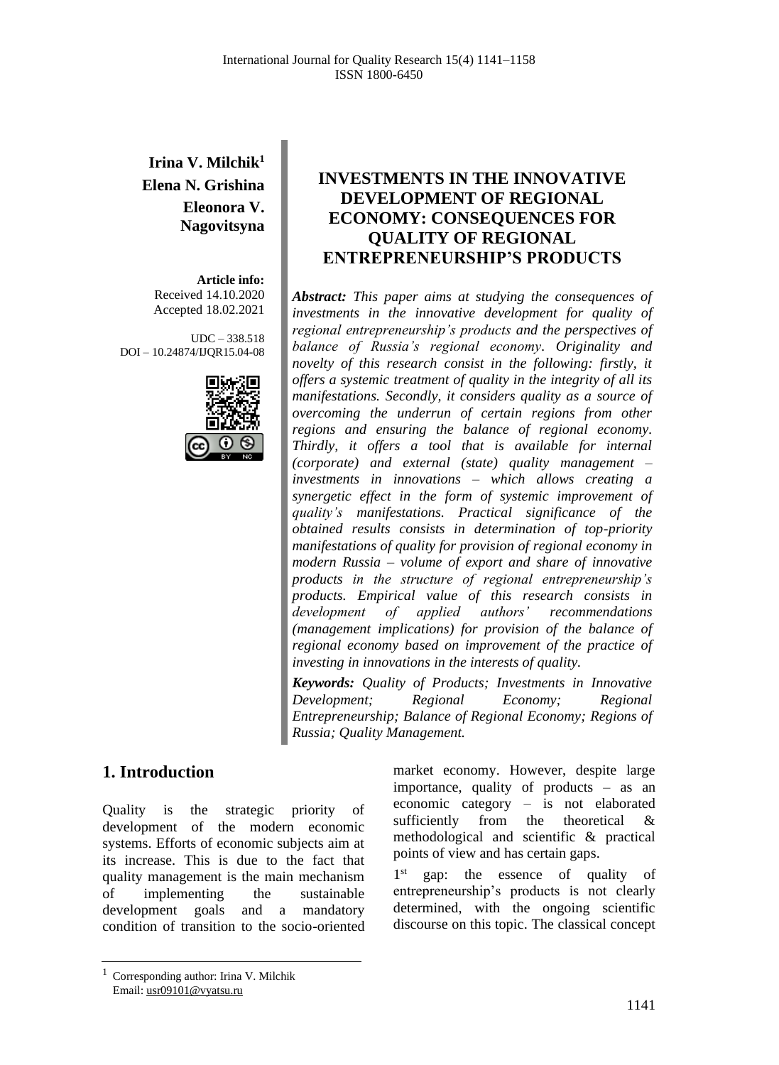**Irina V. Milchik**[1]
**Elena N. Grishina**
**Eleonora V. Nagovitsyna**

**Article info:**
Received 14.10.2020
Accepted 18.02.2021

UDC – 338.518
DOI – 10.24874/IJQR15.04-08

# INVESTMENTS IN THE INNOVATIVE DEVELOPMENT OF REGIONAL ECONOMY: CONSEQUENCES FOR QUALITY OF REGIONAL ENTREPRENEURSHIP'S PRODUCTS

***Abstract:*** *This paper aims at studying the consequences of investments in the innovative development for quality of regional entrepreneurship's products and the perspectives of balance of Russia's regional economy. Originality and novelty of this research consist in the following: firstly, it offers a systemic treatment of quality in the integrity of all its manifestations. Secondly, it considers quality as a source of overcoming the underrun of certain regions from other regions and ensuring the balance of regional economy. Thirdly, it offers a tool that is available for internal (corporate) and external (state) quality management – investments in innovations – which allows creating a synergetic effect in the form of systemic improvement of quality's manifestations. Practical significance of the obtained results consists in determination of top-priority manifestations of quality for provision of regional economy in modern Russia – volume of export and share of innovative products in the structure of regional entrepreneurship's products. Empirical value of this research consists in development of applied authors' recommendations (management implications) for provision of the balance of regional economy based on improvement of the practice of investing in innovations in the interests of quality.*

***Keywords:*** *Quality of Products; Investments in Innovative Development; Regional Economy; Regional Entrepreneurship; Balance of Regional Economy; Regions of Russia; Quality Management.*

## 1. Introduction

Quality is the strategic priority of development of the modern economic systems. Efforts of economic subjects aim at its increase. This is due to the fact that quality management is the main mechanism of implementing the sustainable development goals and a mandatory condition of transition to the socio-oriented market economy. However, despite large importance, quality of products – as an economic category – is not elaborated sufficiently from the theoretical & methodological and scientific & practical points of view and has certain gaps.

1st gap: the essence of quality of entrepreneurship's products is not clearly determined, with the ongoing scientific discourse on this topic. The classical concept

[1] Corresponding author: Irina V. Milchik
Email: usr09101@vyatsu.ru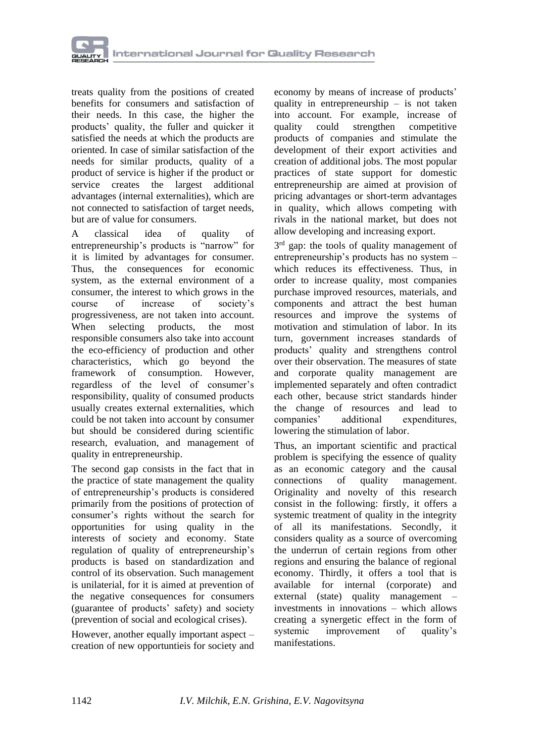treats quality from the positions of created benefits for consumers and satisfaction of their needs. In this case, the higher the products' quality, the fuller and quicker it satisfied the needs at which the products are oriented. In case of similar satisfaction of the needs for similar products, quality of a product of service is higher if the product or service creates the largest additional advantages (internal externalities), which are not connected to satisfaction of target needs, but are of value for consumers.

A classical idea of quality of entrepreneurship's products is "narrow" for it is limited by advantages for consumer. Thus, the consequences for economic system, as the external environment of a consumer, the interest to which grows in the course of increase of society's progressiveness, are not taken into account. When selecting products, the most responsible consumers also take into account the eco-efficiency of production and other characteristics, which go beyond the framework of consumption. However, regardless of the level of consumer's responsibility, quality of consumed products usually creates external externalities, which could be not taken into account by consumer but should be considered during scientific research, evaluation, and management of quality in entrepreneurship.

The second gap consists in the fact that in the practice of state management the quality of entrepreneurship's products is considered primarily from the positions of protection of consumer's rights without the search for opportunities for using quality in the interests of society and economy. State regulation of quality of entrepreneurship's products is based on standardization and control of its observation. Such management is unilaterial, for it is aimed at prevention of the negative consequences for consumers (guarantee of products' safety) and society (prevention of social and ecological crises).

However, another equally important aspect – creation of new opportuntieis for society and economy by means of increase of products' quality in entrepreneurship – is not taken into account. For example, increase of quality could strengthen competitive products of companies and stimulate the development of their export activities and creation of additional jobs. The most popular practices of state support for domestic entrepreneurship are aimed at provision of pricing advantages or short-term advantages in quality, which allows competing with rivals in the national market, but does not allow developing and increasing export.

3rd gap: the tools of quality management of entrepreneurship's products has no system – which reduces its effectiveness. Thus, in order to increase quality, most companies purchase improved resources, materials, and components and attract the best human resources and improve the systems of motivation and stimulation of labor. In its turn, government increases standards of products' quality and strengthens control over their observation. The measures of state and corporate quality management are implemented separately and often contradict each other, because strict standards hinder the change of resources and lead to companies' additional expenditures, lowering the stimulation of labor.

Thus, an important scientific and practical problem is specifying the essence of quality as an economic category and the causal connections of quality management. Originality and novelty of this research consist in the following: firstly, it offers a systemic treatment of quality in the integrity of all its manifestations. Secondly, it considers quality as a source of overcoming the underrun of certain regions from other regions and ensuring the balance of regional economy. Thirdly, it offers a tool that is available for internal (corporate) and external (state) quality management – investments in innovations – which allows creating a synergetic effect in the form of systemic improvement of quality's manifestations.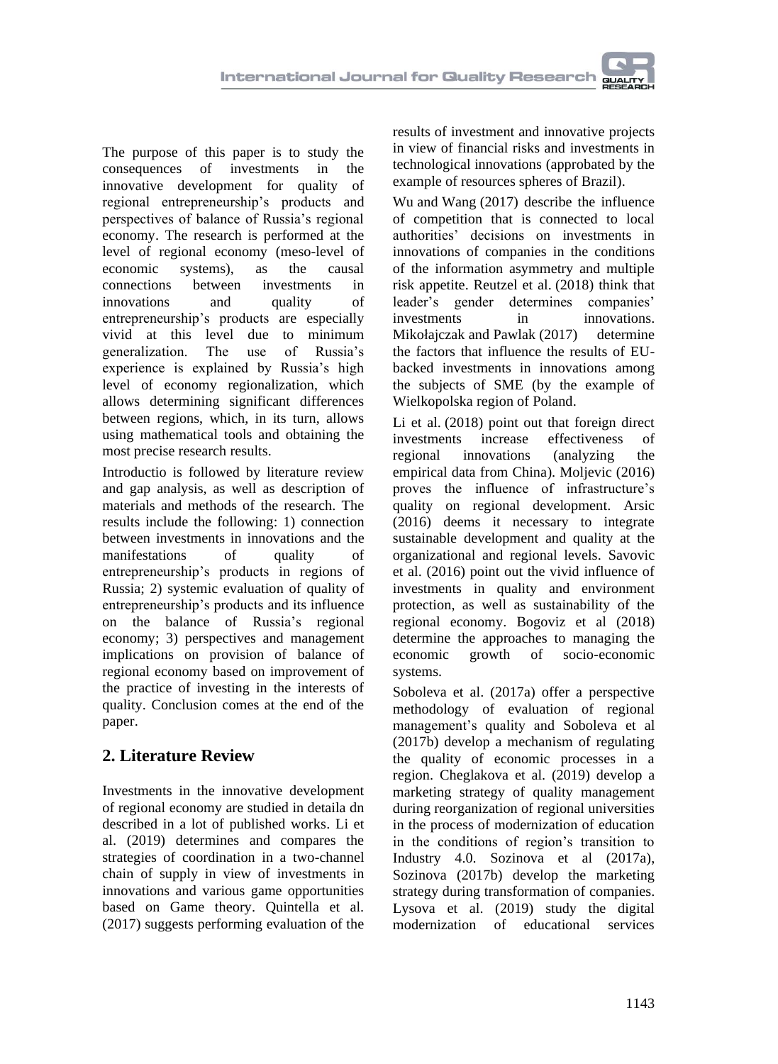The purpose of this paper is to study the consequences of investments in the innovative development for quality of regional entrepreneurship's products and perspectives of balance of Russia's regional economy. The research is performed at the level of regional economy (meso-level of economic systems), as the causal connections between investments in innovations and quality of entrepreneurship's products are especially vivid at this level due to minimum generalization. The use of Russia's experience is explained by Russia's high level of economy regionalization, which allows determining significant differences between regions, which, in its turn, allows using mathematical tools and obtaining the most precise research results.

Introductio is followed by literature review and gap analysis, as well as description of materials and methods of the research. The results include the following: 1) connection between investments in innovations and the manifestations of quality of entrepreneurship's products in regions of Russia; 2) systemic evaluation of quality of entrepreneurship's products and its influence on the balance of Russia's regional economy; 3) perspectives and management implications on provision of balance of regional economy based on improvement of the practice of investing in the interests of quality. Conclusion comes at the end of the paper.

## 2. Literature Review

Investments in the innovative development of regional economy are studied in detaila dn described in a lot of published works. Li et al. (2019) determines and compares the strategies of coordination in a two-channel chain of supply in view of investments in innovations and various game opportunities based on Game theory. Quintella et al. (2017) suggests performing evaluation of the results of investment and innovative projects in view of financial risks and investments in technological innovations (approbated by the example of resources spheres of Brazil).

Wu and Wang (2017) describe the influence of competition that is connected to local authorities' decisions on investments in innovations of companies in the conditions of the information asymmetry and multiple risk appetite. Reutzel et al. (2018) think that leader's gender determines companies' investments in innovations. Mikołajczak and Pawlak (2017) determine the factors that influence the results of EU-backed investments in innovations among the subjects of SME (by the example of Wielkopolska region of Poland.

Li et al. (2018) point out that foreign direct investments increase effectiveness of regional innovations (analyzing the empirical data from China). Moljevic (2016) proves the influence of infrastructure's quality on regional development. Arsic (2016) deems it necessary to integrate sustainable development and quality at the organizational and regional levels. Savovic et al. (2016) point out the vivid influence of investments in quality and environment protection, as well as sustainability of the regional economy. Bogoviz et al (2018) determine the approaches to managing the economic growth of socio-economic systems.

Soboleva et al. (2017a) offer a perspective methodology of evaluation of regional management's quality and Soboleva et al (2017b) develop a mechanism of regulating the quality of economic processes in a region. Cheglakova et al. (2019) develop a marketing strategy of quality management during reorganization of regional universities in the process of modernization of education in the conditions of region's transition to Industry 4.0. Sozinova et al (2017a), Sozinova (2017b) develop the marketing strategy during transformation of companies. Lysova et al. (2019) study the digital modernization of educational services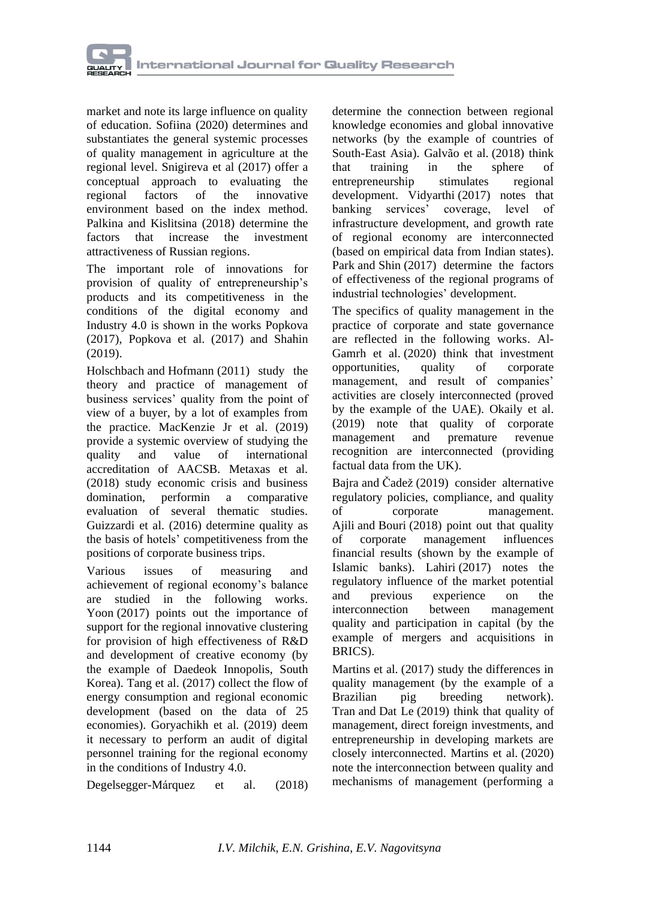market and note its large influence on quality of education. Sofiina (2020) determines and substantiates the general systemic processes of quality management in agriculture at the regional level. Snigireva et al (2017) offer a conceptual approach to evaluating the regional factors of the innovative environment based on the index method. Palkina and Kislitsina (2018) determine the factors that increase the investment attractiveness of Russian regions.

The important role of innovations for provision of quality of entrepreneurship's products and its competitiveness in the conditions of the digital economy and Industry 4.0 is shown in the works Popkova (2017), Popkova et al. (2017) and Shahin (2019).

Holschbach and Hofmann (2011) study the theory and practice of management of business services' quality from the point of view of a buyer, by a lot of examples from the practice. MacKenzie Jr et al. (2019) provide a systemic overview of studying the quality and value of international accreditation of AACSB. Metaxas et al. (2018) study economic crisis and business domination, performin a comparative evaluation of several thematic studies. Guizzardi et al. (2016) determine quality as the basis of hotels' competitiveness from the positions of corporate business trips.

Various issues of measuring and achievement of regional economy's balance are studied in the following works. Yoon (2017) points out the importance of support for the regional innovative clustering for provision of high effectiveness of R&D and development of creative economy (by the example of Daedeok Innopolis, South Korea). Tang et al. (2017) collect the flow of energy consumption and regional economic development (based on the data of 25 economies). Goryachikh et al. (2019) deem it necessary to perform an audit of digital personnel training for the regional economy in the conditions of Industry 4.0.

Degelsegger-Márquez et al. (2018) determine the connection between regional knowledge economies and global innovative networks (by the example of countries of South-East Asia). Galvão et al. (2018) think that training in the sphere of entrepreneurship stimulates regional development. Vidyarthi (2017) notes that banking services' coverage, level of infrastructure development, and growth rate of regional economy are interconnected (based on empirical data from Indian states). Park and Shin (2017) determine the factors of effectiveness of the regional programs of industrial technologies' development.

The specifics of quality management in the practice of corporate and state governance are reflected in the following works. Al-Gamrh et al. (2020) think that investment opportunities, quality of corporate management, and result of companies' activities are closely interconnected (proved by the example of the UAE). Okaily et al. (2019) note that quality of corporate management and premature revenue recognition are interconnected (providing factual data from the UK).

Bajra and Čadež (2019) consider alternative regulatory policies, compliance, and quality of corporate management. Ajili and Bouri (2018) point out that quality of corporate management influences financial results (shown by the example of Islamic banks). Lahiri (2017) notes the regulatory influence of the market potential and previous experience on the interconnection between management quality and participation in capital (by the example of mergers and acquisitions in BRICS).

Martins et al. (2017) study the differences in quality management (by the example of a Brazilian pig breeding network). Tran and Dat Le (2019) think that quality of management, direct foreign investments, and entrepreneurship in developing markets are closely interconnected. Martins et al. (2020) note the interconnection between quality and mechanisms of management (performing a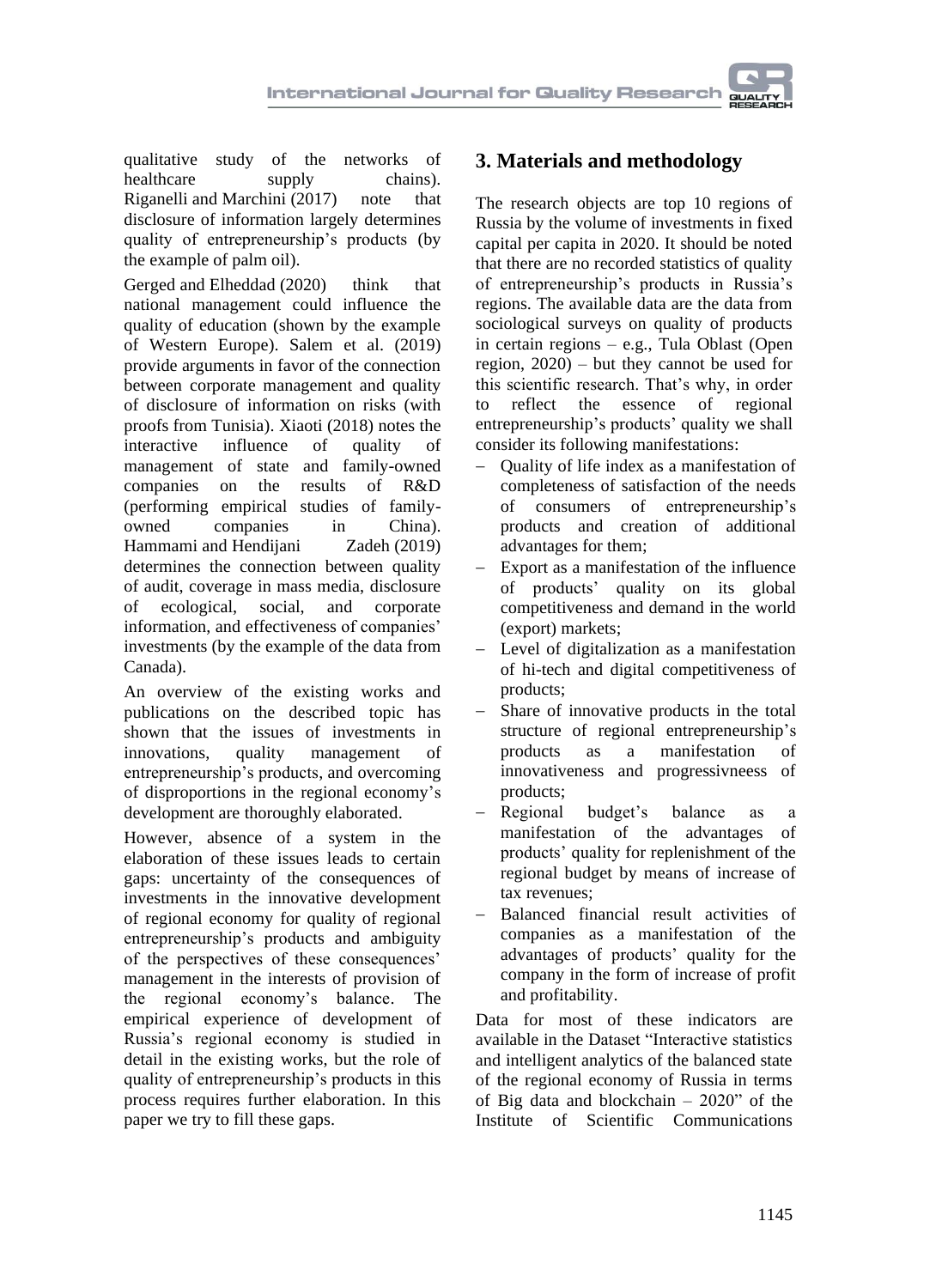qualitative study of the networks of healthcare supply chains). Riganelli and Marchini (2017) note that disclosure of information largely determines quality of entrepreneurship's products (by the example of palm oil).

Gerged and Elheddad (2020) think that national management could influence the quality of education (shown by the example of Western Europe). Salem et al. (2019) provide arguments in favor of the connection between corporate management and quality of disclosure of information on risks (with proofs from Tunisia). Xiaoti (2018) notes the interactive influence of quality of management of state and family-owned companies on the results of R&D (performing empirical studies of family-owned companies in China). Hammami and Hendijani Zadeh (2019) determines the connection between quality of audit, coverage in mass media, disclosure of ecological, social, and corporate information, and effectiveness of companies' investments (by the example of the data from Canada).

An overview of the existing works and publications on the described topic has shown that the issues of investments in innovations, quality management of entrepreneurship's products, and overcoming of disproportions in the regional economy's development are thoroughly elaborated.

However, absence of a system in the elaboration of these issues leads to certain gaps: uncertainty of the consequences of investments in the innovative development of regional economy for quality of regional entrepreneurship's products and ambiguity of the perspectives of these consequences' management in the interests of provision of the regional economy's balance. The empirical experience of development of Russia's regional economy is studied in detail in the existing works, but the role of quality of entrepreneurship's products in this process requires further elaboration. In this paper we try to fill these gaps.

## 3. Materials and methodology

The research objects are top 10 regions of Russia by the volume of investments in fixed capital per capita in 2020. It should be noted that there are no recorded statistics of quality of entrepreneurship's products in Russia's regions. The available data are the data from sociological surveys on quality of products in certain regions – e.g., Tula Oblast (Open region, 2020) – but they cannot be used for this scientific research. That's why, in order to reflect the essence of regional entrepreneurship's products' quality we shall consider its following manifestations:

- Quality of life index as a manifestation of completeness of satisfaction of the needs of consumers of entrepreneurship's products and creation of additional advantages for them;
- Export as a manifestation of the influence of products' quality on its global competitiveness and demand in the world (export) markets;
- Level of digitalization as a manifestation of hi-tech and digital competitiveness of products;
- Share of innovative products in the total structure of regional entrepreneurship's products as a manifestation of innovativeness and progressivneess of products;
- Regional budget's balance as a manifestation of the advantages of products' quality for replenishment of the regional budget by means of increase of tax revenues;
- Balanced financial result activities of companies as a manifestation of the advantages of products' quality for the company in the form of increase of profit and profitability.

Data for most of these indicators are available in the Dataset "Interactive statistics and intelligent analytics of the balanced state of the regional economy of Russia in terms of Big data and blockchain – 2020" of the Institute of Scientific Communications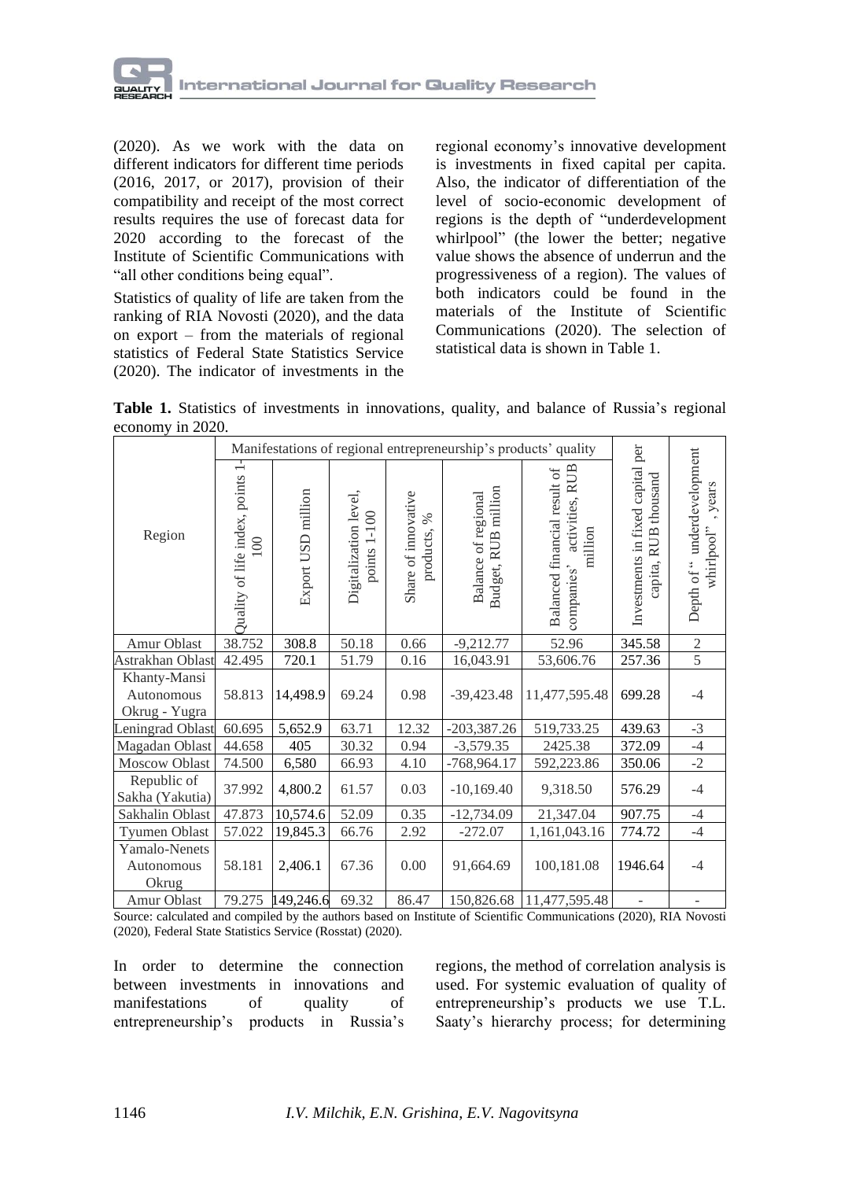(2020). As we work with the data on different indicators for different time periods (2016, 2017, or 2017), provision of their compatibility and receipt of the most correct results requires the use of forecast data for 2020 according to the forecast of the Institute of Scientific Communications with "all other conditions being equal".

Statistics of quality of life are taken from the ranking of RIA Novosti (2020), and the data on export – from the materials of regional statistics of Federal State Statistics Service (2020). The indicator of investments in the regional economy's innovative development is investments in fixed capital per capita. Also, the indicator of differentiation of the level of socio-economic development of regions is the depth of "underdevelopment whirlpool" (the lower the better; negative value shows the absence of underrun and the progressiveness of a region). The values of both indicators could be found in the materials of the Institute of Scientific Communications (2020). The selection of statistical data is shown in Table 1.

**Table 1.** Statistics of investments in innovations, quality, and balance of Russia's regional economy in 2020.

| Region | Manifestations of regional entrepreneurship's products' quality | | | | | | Investments in fixed capital per capita, RUB thousand | Depth of " underdevelopment whirlpool" , years |
|---|---|---|---|---|---|---|---|---|
| | Quality of life index, points 1-100 | Export USD million | Digitalization level, points 1-100 | Share of innovative products, % | Balance of regional Budget, RUB million | Balanced financial result of companies' activities, RUB million | | |
| Amur Oblast | 38.752 | 308.8 | 50.18 | 0.66 | -9,212.77 | 52.96 | 345.58 | 2 |
| Astrakhan Oblast | 42.495 | 720.1 | 51.79 | 0.16 | 16,043.91 | 53,606.76 | 257.36 | 5 |
| Khanty-Mansi Autonomous Okrug - Yugra | 58.813 | 14,498.9 | 69.24 | 0.98 | -39,423.48 | 11,477,595.48 | 699.28 | -4 |
| Leningrad Oblast | 60.695 | 5,652.9 | 63.71 | 12.32 | -203,387.26 | 519,733.25 | 439.63 | -3 |
| Magadan Oblast | 44.658 | 405 | 30.32 | 0.94 | -3,579.35 | 2425.38 | 372.09 | -4 |
| Moscow Oblast | 74.500 | 6,580 | 66.93 | 4.10 | -768,964.17 | 592,223.86 | 350.06 | -2 |
| Republic of Sakha (Yakutia) | 37.992 | 4,800.2 | 61.57 | 0.03 | -10,169.40 | 9,318.50 | 576.29 | -4 |
| Sakhalin Oblast | 47.873 | 10,574.6 | 52.09 | 0.35 | -12,734.09 | 21,347.04 | 907.75 | -4 |
| Tyumen Oblast | 57.022 | 19,845.3 | 66.76 | 2.92 | -272.07 | 1,161,043.16 | 774.72 | -4 |
| Yamalo-Nenets Autonomous Okrug | 58.181 | 2,406.1 | 67.36 | 0.00 | 91,664.69 | 100,181.08 | 1946.64 | -4 |
| Amur Oblast | 79.275 | 149,246.6 | 69.32 | 86.47 | 150,826.68 | 11,477,595.48 | - | - |

Source: calculated and compiled by the authors based on Institute of Scientific Communications (2020), RIA Novosti (2020), Federal State Statistics Service (Rosstat) (2020).

In order to determine the connection between investments in innovations and manifestations of quality of entrepreneurship's products in Russia's regions, the method of correlation analysis is used. For systemic evaluation of quality of entrepreneurship's products we use T.L. Saaty's hierarchy process; for determining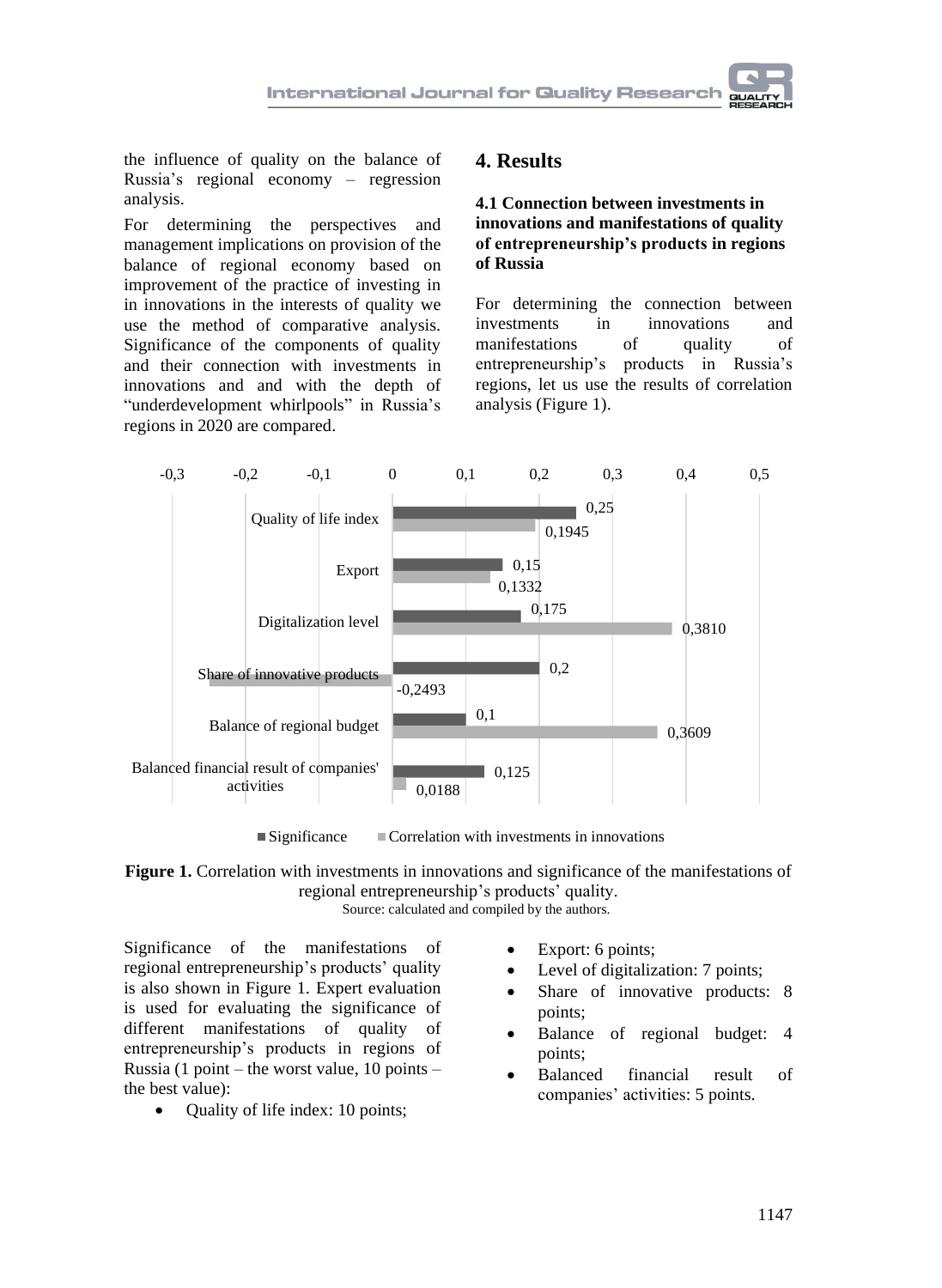the influence of quality on the balance of Russia's regional economy – regression analysis.

For determining the perspectives and management implications on provision of the balance of regional economy based on improvement of the practice of investing in in innovations in the interests of quality we use the method of comparative analysis. Significance of the components of quality and their connection with investments in innovations and and with the depth of "underdevelopment whirlpools" in Russia's regions in 2020 are compared.

# 4. Results

### 4.1 Connection between investments in innovations and manifestations of quality of entrepreneurship's products in regions of Russia

For determining the connection between investments in innovations and manifestations of quality of entrepreneurship's products in Russia's regions, let us use the results of correlation analysis (Figure 1).

| Manifestation of quality | Significance | Correlation with investments in innovations |
|---|---|---|
| Quality of life index | 0,25 | 0,1945 |
| Export | 0,15 | 0,1332 |
| Digitalization level | 0,175 | 0,3810 |
| Share of innovative products | 0,2 | -0,2493 |
| Balance of regional budget | 0,1 | 0,3609 |
| Balanced financial result of companies' activities | 0,125 | 0,0188 |

**Figure 1.** Correlation with investments in innovations and significance of the manifestations of regional entrepreneurship's products' quality.
Source: calculated and compiled by the authors.

Significance of the manifestations of regional entrepreneurship's products' quality is also shown in Figure 1. Expert evaluation is used for evaluating the significance of different manifestations of quality of entrepreneurship's products in regions of Russia (1 point – the worst value, 10 points – the best value):

- Quality of life index: 10 points;
- Export: 6 points;
- Level of digitalization: 7 points;
- Share of innovative products: 8 points;
- Balance of regional budget: 4 points;
- Balanced financial result of companies' activities: 5 points.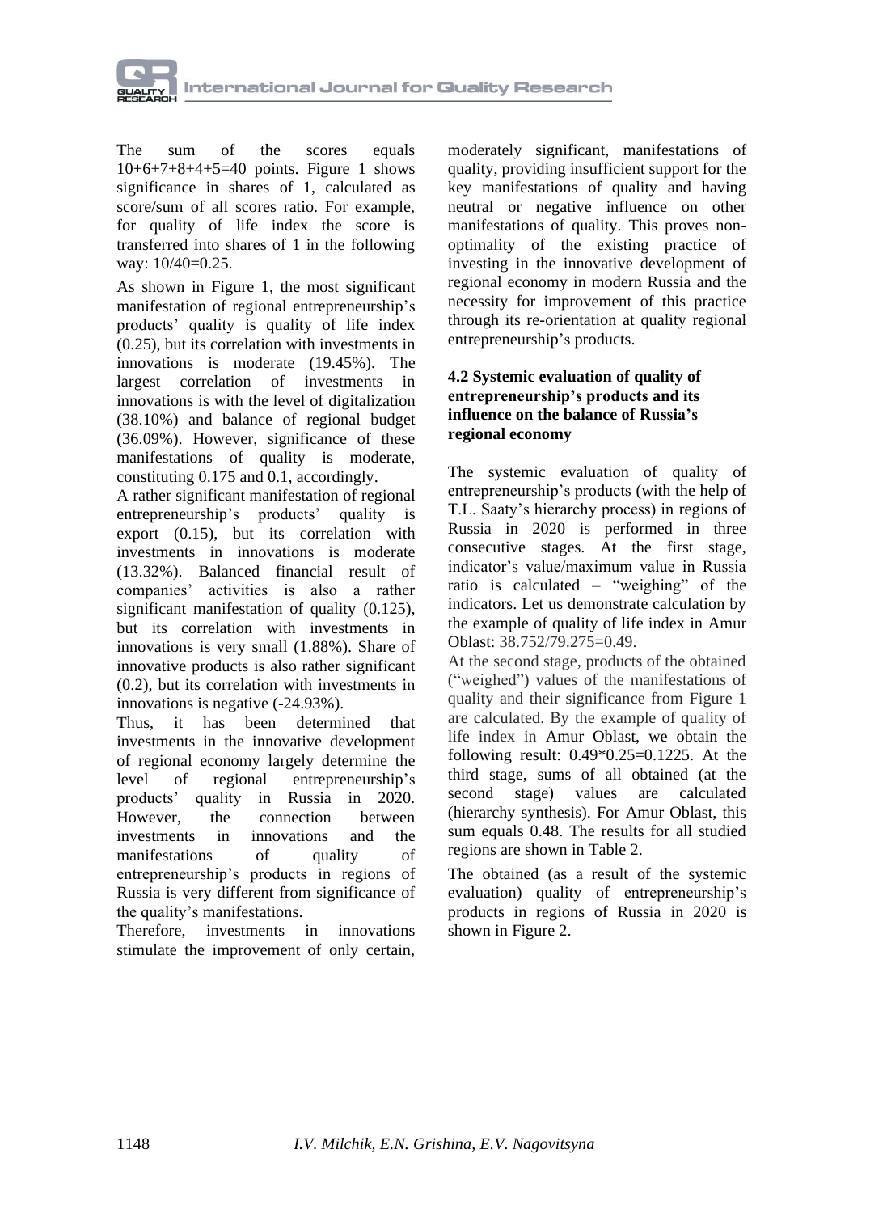The sum of the scores equals 10+6+7+8+4+5=40 points. Figure 1 shows significance in shares of 1, calculated as score/sum of all scores ratio. For example, for quality of life index the score is transferred into shares of 1 in the following way: 10/40=0.25.

As shown in Figure 1, the most significant manifestation of regional entrepreneurship's products' quality is quality of life index (0.25), but its correlation with investments in innovations is moderate (19.45%). The largest correlation of investments in innovations is with the level of digitalization (38.10%) and balance of regional budget (36.09%). However, significance of these manifestations of quality is moderate, constituting 0.175 and 0.1, accordingly.

A rather significant manifestation of regional entrepreneurship's products' quality is export (0.15), but its correlation with investments in innovations is moderate (13.32%). Balanced financial result of companies' activities is also a rather significant manifestation of quality (0.125), but its correlation with investments in innovations is very small (1.88%). Share of innovative products is also rather significant (0.2), but its correlation with investments in innovations is negative (-24.93%).

Thus, it has been determined that investments in the innovative development of regional economy largely determine the level of regional entrepreneurship's products' quality in Russia in 2020. However, the connection between investments in innovations and the manifestations of quality of entrepreneurship's products in regions of Russia is very different from significance of the quality's manifestations.

Therefore, investments in innovations stimulate the improvement of only certain, moderately significant, manifestations of quality, providing insufficient support for the key manifestations of quality and having neutral or negative influence on other manifestations of quality. This proves non-optimality of the existing practice of investing in the innovative development of regional economy in modern Russia and the necessity for improvement of this practice through its re-orientation at quality regional entrepreneurship's products.

### 4.2 Systemic evaluation of quality of entrepreneurship's products and its influence on the balance of Russia's regional economy

The systemic evaluation of quality of entrepreneurship's products (with the help of T.L. Saaty's hierarchy process) in regions of Russia in 2020 is performed in three consecutive stages. At the first stage, indicator's value/maximum value in Russia ratio is calculated – "weighing" of the indicators. Let us demonstrate calculation by the example of quality of life index in Amur Oblast: 38.752/79.275=0.49.

At the second stage, products of the obtained ("weighed") values of the manifestations of quality and their significance from Figure 1 are calculated. By the example of quality of life index in Amur Oblast, we obtain the following result: 0.49*0.25=0.1225. At the third stage, sums of all obtained (at the second stage) values are calculated (hierarchy synthesis). For Amur Oblast, this sum equals 0.48. The results for all studied regions are shown in Table 2.

The obtained (as a result of the systemic evaluation) quality of entrepreneurship's products in regions of Russia in 2020 is shown in Figure 2.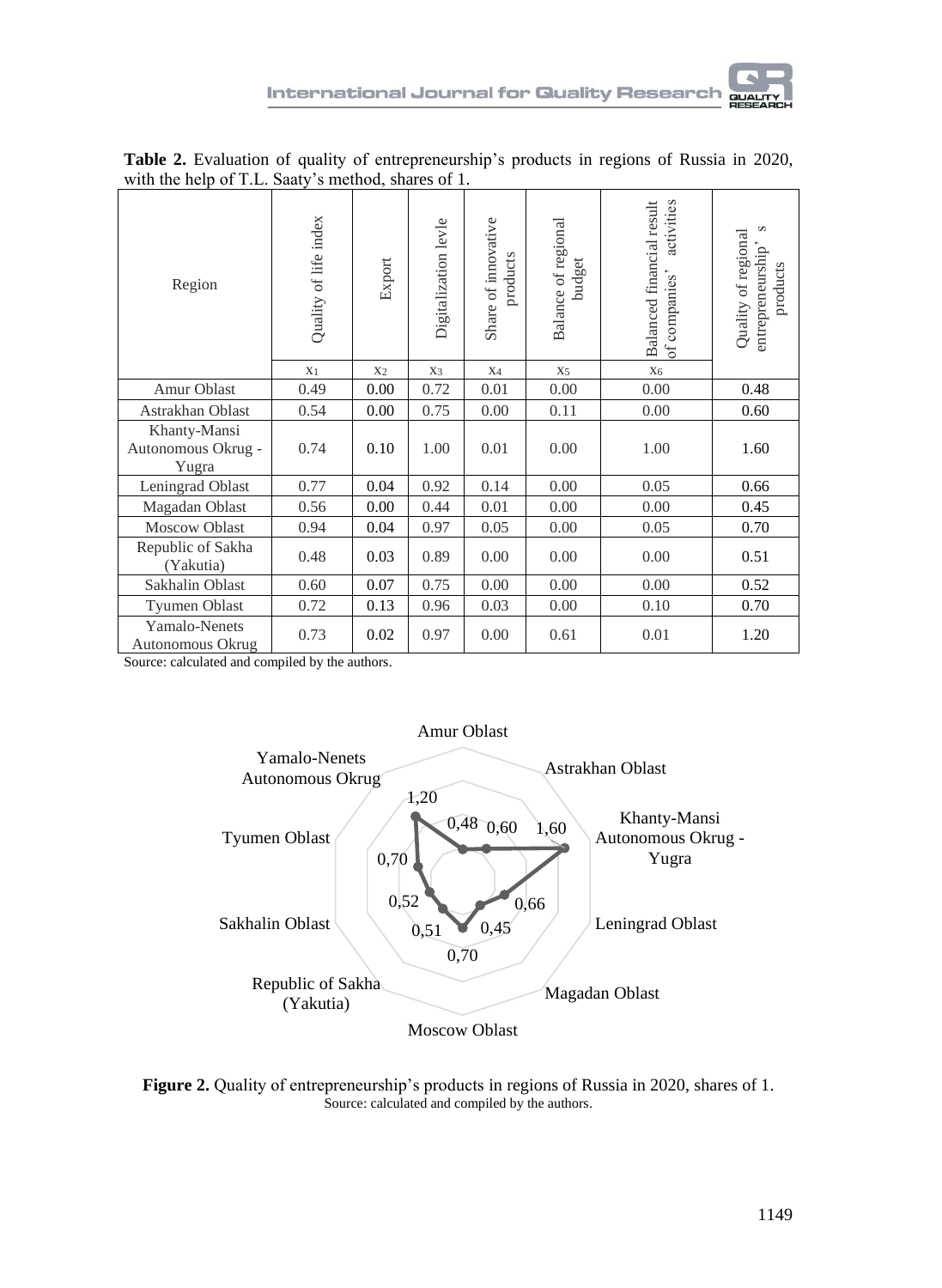**Table 2.** Evaluation of quality of entrepreneurship's products in regions of Russia in 2020, with the help of T.L. Saaty's method, shares of 1.

| Region | Quality of life index | Export | Digitalization levle | Share of innovative products | Balance of regional budget | Balanced financial result of companies' activities | Quality of regional entrepreneurship' s products |
|---|---|---|---|---|---|---|---|
| | $x_1$ | $x_2$ | $x_3$ | $x_4$ | $x_5$ | $x_6$ | |
| Amur Oblast | 0.49 | 0.00 | 0.72 | 0.01 | 0.00 | 0.00 | 0.48 |
| Astrakhan Oblast | 0.54 | 0.00 | 0.75 | 0.00 | 0.11 | 0.00 | 0.60 |
| Khanty-Mansi Autonomous Okrug - Yugra | 0.74 | 0.10 | 1.00 | 0.01 | 0.00 | 1.00 | 1.60 |
| Leningrad Oblast | 0.77 | 0.04 | 0.92 | 0.14 | 0.00 | 0.05 | 0.66 |
| Magadan Oblast | 0.56 | 0.00 | 0.44 | 0.01 | 0.00 | 0.00 | 0.45 |
| Moscow Oblast | 0.94 | 0.04 | 0.97 | 0.05 | 0.00 | 0.05 | 0.70 |
| Republic of Sakha (Yakutia) | 0.48 | 0.03 | 0.89 | 0.00 | 0.00 | 0.00 | 0.51 |
| Sakhalin Oblast | 0.60 | 0.07 | 0.75 | 0.00 | 0.00 | 0.00 | 0.52 |
| Tyumen Oblast | 0.72 | 0.13 | 0.96 | 0.03 | 0.00 | 0.10 | 0.70 |
| Yamalo-Nenets Autonomous Okrug | 0.73 | 0.02 | 0.97 | 0.00 | 0.61 | 0.01 | 1.20 |

Source: calculated and compiled by the authors.

**Figure 2.** Quality of entrepreneurship's products in regions of Russia in 2020, shares of 1.
Source: calculated and compiled by the authors.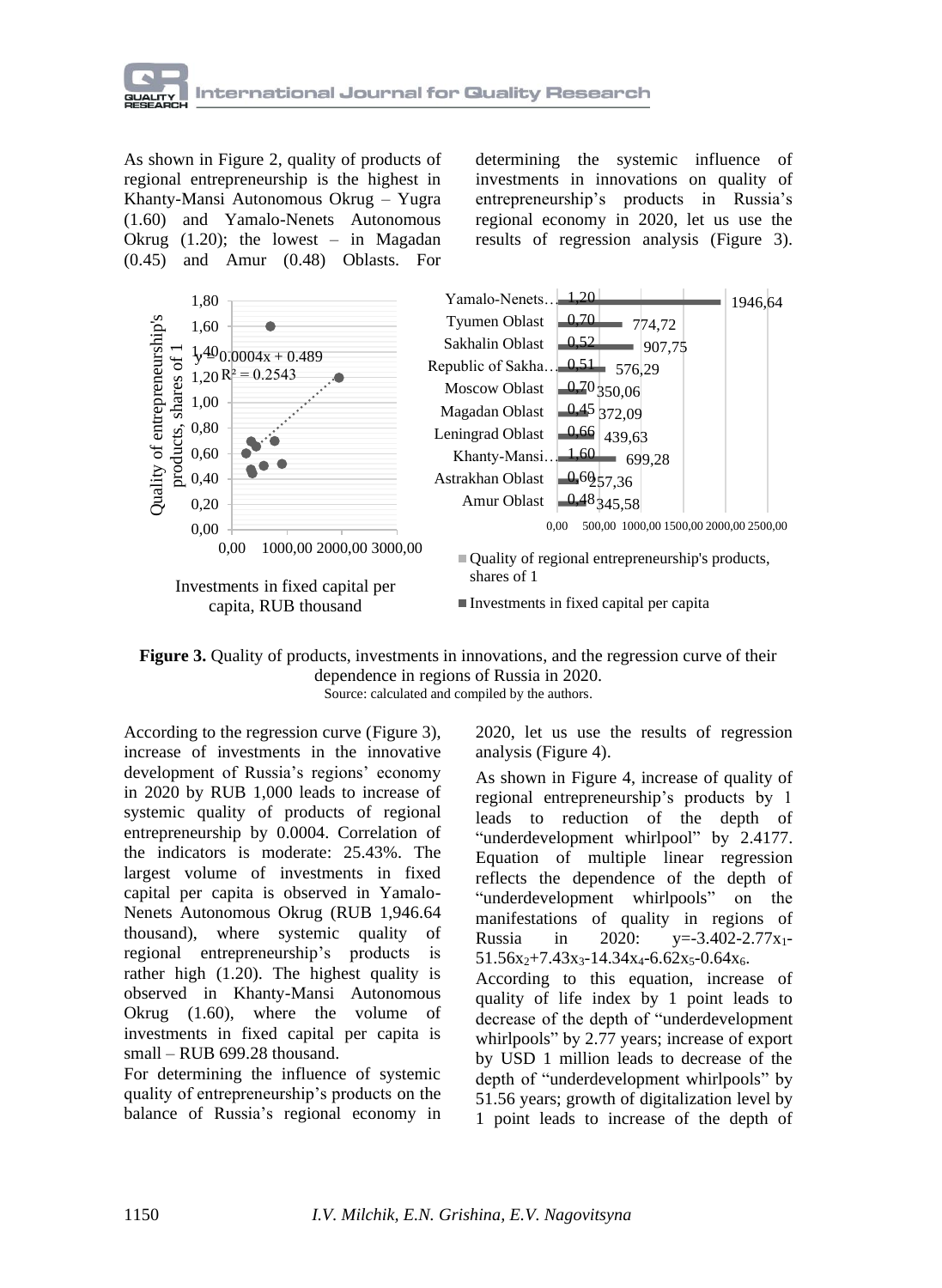As shown in Figure 2, quality of products of regional entrepreneurship is the highest in Khanty-Mansi Autonomous Okrug – Yugra (1.60) and Yamalo-Nenets Autonomous Okrug (1.20); the lowest – in Magadan (0.45) and Amur (0.48) Oblasts. For determining the systemic influence of investments in innovations on quality of entrepreneurship's products in Russia's regional economy in 2020, let us use the results of regression analysis (Figure 3).

**Figure 3.** Quality of products, investments in innovations, and the regression curve of their dependence in regions of Russia in 2020.
Source: calculated and compiled by the authors.

According to the regression curve (Figure 3), increase of investments in the innovative development of Russia's regions' economy in 2020 by RUB 1,000 leads to increase of systemic quality of products of regional entrepreneurship by 0.0004. Correlation of the indicators is moderate: 25.43%. The largest volume of investments in fixed capital per capita is observed in Yamalo-Nenets Autonomous Okrug (RUB 1,946.64 thousand), where systemic quality of regional entrepreneurship's products is rather high (1.20). The highest quality is observed in Khanty-Mansi Autonomous Okrug (1.60), where the volume of investments in fixed capital per capita is small – RUB 699.28 thousand.

For determining the influence of systemic quality of entrepreneurship's products on the balance of Russia's regional economy in 2020, let us use the results of regression analysis (Figure 4).

As shown in Figure 4, increase of quality of regional entrepreneurship's products by 1 leads to reduction of the depth of "underdevelopment whirlpool" by 2.4177. Equation of multiple linear regression reflects the dependence of the depth of "underdevelopment whirlpools" on the manifestations of quality in regions of Russia in 2020: $y=-3.402-2.77x_1-51.56x_2+7.43x_3-14.34x_4-6.62x_5-0.64x_6$.

According to this equation, increase of quality of life index by 1 point leads to decrease of the depth of "underdevelopment whirlpools" by 2.77 years; increase of export by USD 1 million leads to decrease of the depth of "underdevelopment whirlpools" by 51.56 years; growth of digitalization level by 1 point leads to increase of the depth of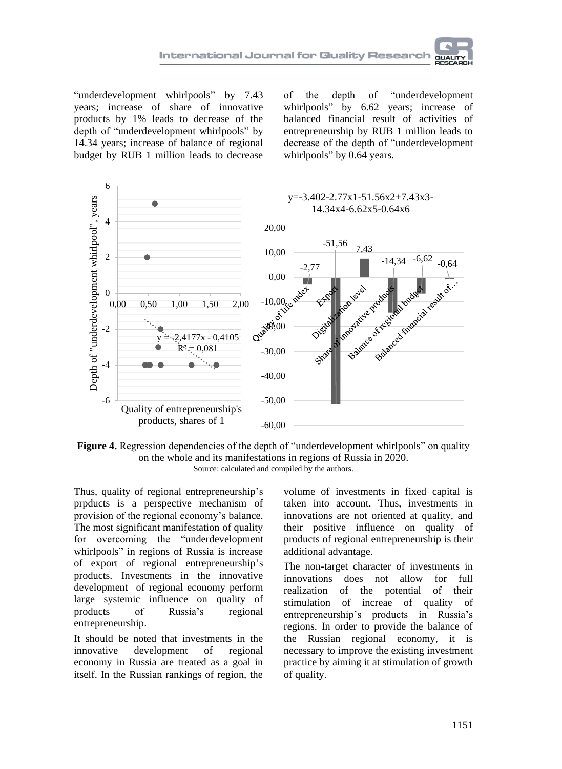"underdevelopment whirlpools" by 7.43 years; increase of share of innovative products by 1% leads to decrease of the depth of "underdevelopment whirlpools" by 14.34 years; increase of balance of regional budget by RUB 1 million leads to decrease of the depth of "underdevelopment whirlpools" by 6.62 years; increase of balanced financial result of activities of entrepreneurship by RUB 1 million leads to decrease of the depth of "underdevelopment whirlpools" by 0.64 years.

**Figure 4.** Regression dependencies of the depth of "underdevelopment whirlpools" on quality on the whole and its manifestations in regions of Russia in 2020.
Source: calculated and compiled by the authors.

Thus, quality of regional entrepreneurship's prpducts is a perspective mechanism of provision of the regional economy's balance. The most significant manifestation of quality for overcoming the "underdevelopment whirlpools" in regions of Russia is increase of export of regional entrepreneurship's products. Investments in the innovative development of regional economy perform large systemic influence on quality of products of Russia's regional entrepreneurship.

It should be noted that investments in the innovative development of regional economy in Russia are treated as a goal in itself. In the Russian rankings of region, the volume of investments in fixed capital is taken into account. Thus, investments in innovations are not oriented at quality, and their positive influence on quality of products of regional entrepreneurship is their additional advantage.

The non-target character of investments in innovations does not allow for full realization of the potential of their stimulation of increae of quality of entrepreneurship's products in Russia's regions. In order to provide the balance of the Russian regional economy, it is necessary to improve the existing investment practice by aiming it at stimulation of growth of quality.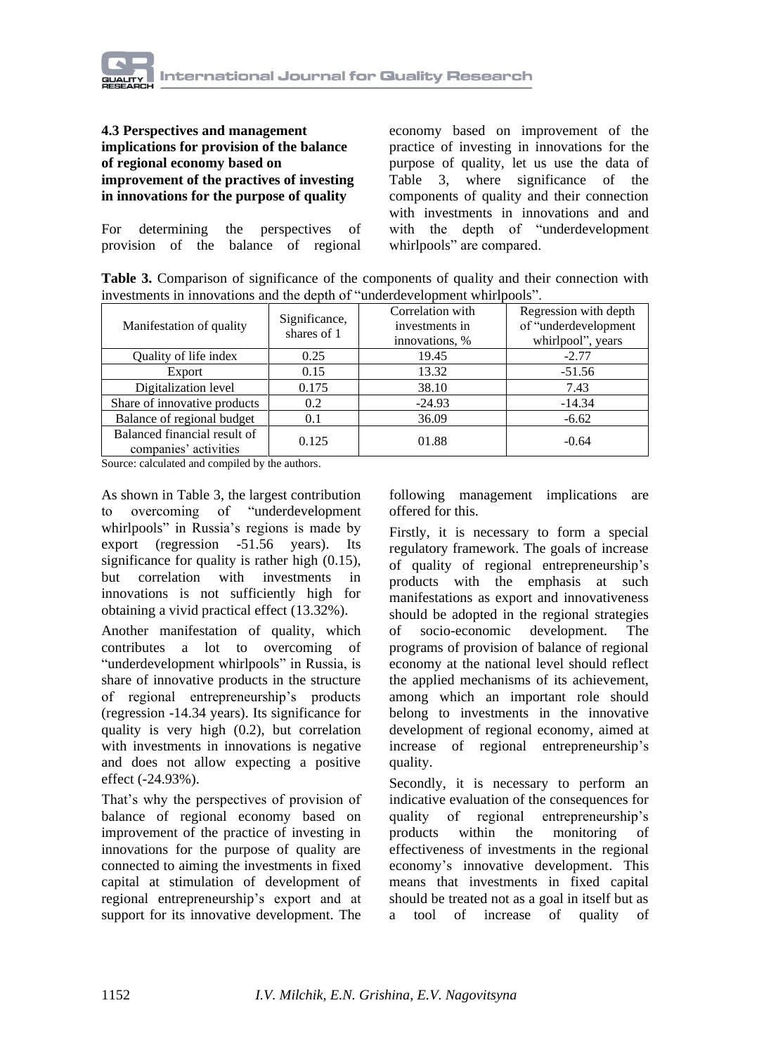### 4.3 Perspectives and management implications for provision of the balance of regional economy based on improvement of the practives of investing in innovations for the purpose of quality

For determining the perspectives of provision of the balance of regional economy based on improvement of the practice of investing in innovations for the purpose of quality, let us use the data of Table 3, where significance of the components of quality and their connection with investments in innovations and and with the depth of "underdevelopment whirlpools" are compared.

**Table 3.** Comparison of significance of the components of quality and their connection with investments in innovations and the depth of "underdevelopment whirlpools".

| Manifestation of quality | Significance, shares of 1 | Correlation with investments in innovations, % | Regression with depth of "underdevelopment whirlpool", years |
|---|---|---|---|
| Quality of life index | 0.25 | 19.45 | -2.77 |
| Export | 0.15 | 13.32 | -51.56 |
| Digitalization level | 0.175 | 38.10 | 7.43 |
| Share of innovative products | 0.2 | -24.93 | -14.34 |
| Balance of regional budget | 0.1 | 36.09 | -6.62 |
| Balanced financial result of companies' activities | 0.125 | 01.88 | -0.64 |

Source: calculated and compiled by the authors.

As shown in Table 3, the largest contribution to overcoming of "underdevelopment whirlpools" in Russia's regions is made by export (regression -51.56 years). Its significance for quality is rather high (0.15), but correlation with investments in innovations is not sufficiently high for obtaining a vivid practical effect (13.32%).

Another manifestation of quality, which contributes a lot to overcoming of "underdevelopment whirlpools" in Russia, is share of innovative products in the structure of regional entrepreneurship's products (regression -14.34 years). Its significance for quality is very high (0.2), but correlation with investments in innovations is negative and does not allow expecting a positive effect (-24.93%).

That's why the perspectives of provision of balance of regional economy based on improvement of the practice of investing in innovations for the purpose of quality are connected to aiming the investments in fixed capital at stimulation of development of regional entrepreneurship's export and at support for its innovative development. The following management implications are offered for this.

Firstly, it is necessary to form a special regulatory framework. The goals of increase of quality of regional entrepreneurship's products with the emphasis at such manifestations as export and innovativeness should be adopted in the regional strategies of socio-economic development. The programs of provision of balance of regional economy at the national level should reflect the applied mechanisms of its achievement, among which an important role should belong to investments in the innovative development of regional economy, aimed at increase of regional entrepreneurship's quality.

Secondly, it is necessary to perform an indicative evaluation of the consequences for quality of regional entrepreneurship's products within the monitoring of effectiveness of investments in the regional economy's innovative development. This means that investments in fixed capital should be treated not as a goal in itself but as a tool of increase of quality of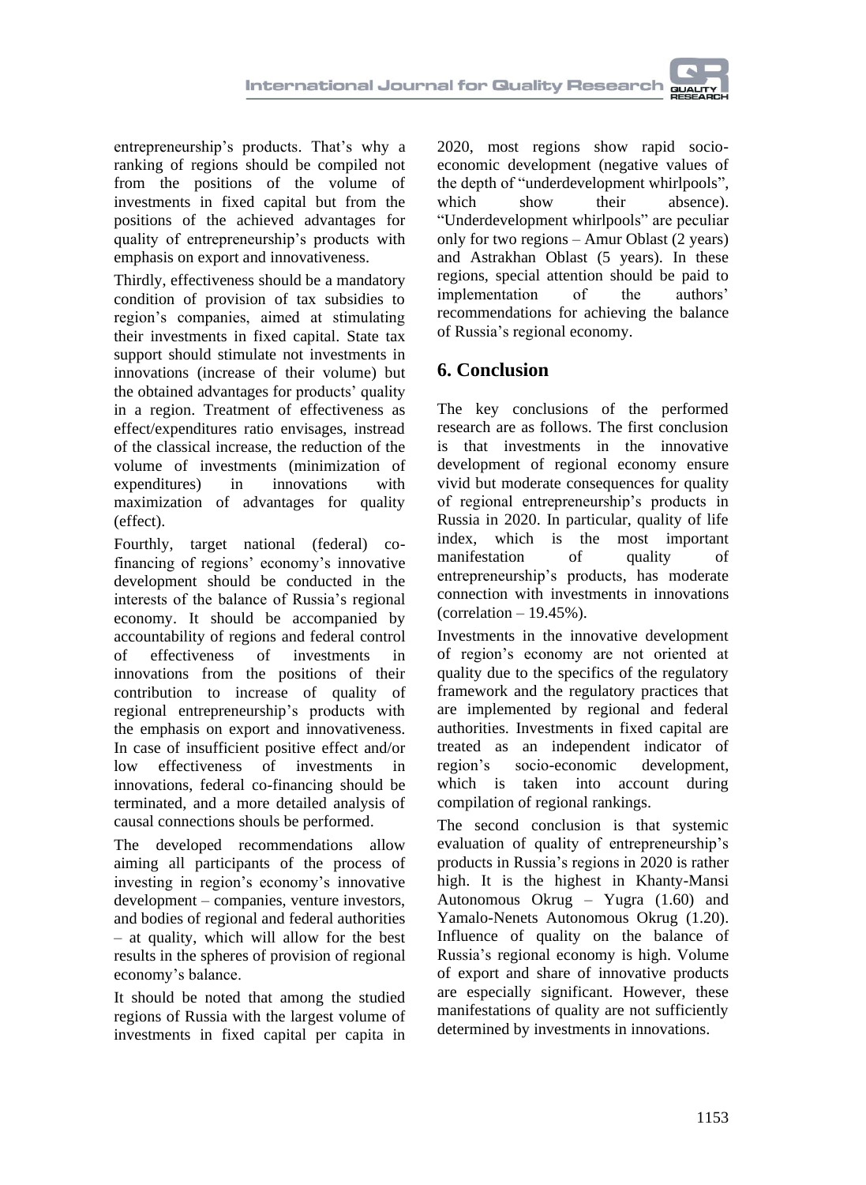entrepreneurship's products. That's why a ranking of regions should be compiled not from the positions of the volume of investments in fixed capital but from the positions of the achieved advantages for quality of entrepreneurship's products with emphasis on export and innovativeness.

Thirdly, effectiveness should be a mandatory condition of provision of tax subsidies to region's companies, aimed at stimulating their investments in fixed capital. State tax support should stimulate not investments in innovations (increase of their volume) but the obtained advantages for products' quality in a region. Treatment of effectiveness as effect/expenditures ratio envisages, instread of the classical increase, the reduction of the volume of investments (minimization of expenditures) in innovations with maximization of advantages for quality (effect).

Fourthly, target national (federal) co-financing of regions' economy's innovative development should be conducted in the interests of the balance of Russia's regional economy. It should be accompanied by accountability of regions and federal control of effectiveness of investments in innovations from the positions of their contribution to increase of quality of regional entrepreneurship's products with the emphasis on export and innovativeness. In case of insufficient positive effect and/or low effectiveness of investments in innovations, federal co-financing should be terminated, and a more detailed analysis of causal connections shouls be performed.

The developed recommendations allow aiming all participants of the process of investing in region's economy's innovative development – companies, venture investors, and bodies of regional and federal authorities – at quality, which will allow for the best results in the spheres of provision of regional economy's balance.

It should be noted that among the studied regions of Russia with the largest volume of investments in fixed capital per capita in 2020, most regions show rapid socio-economic development (negative values of the depth of "underdevelopment whirlpools", which show their absence). "Underdevelopment whirlpools" are peculiar only for two regions – Amur Oblast (2 years) and Astrakhan Oblast (5 years). In these regions, special attention should be paid to implementation of the authors' recommendations for achieving the balance of Russia's regional economy.

## 6. Conclusion

The key conclusions of the performed research are as follows. The first conclusion is that investments in the innovative development of regional economy ensure vivid but moderate consequences for quality of regional entrepreneurship's products in Russia in 2020. In particular, quality of life index, which is the most important manifestation of quality of entrepreneurship's products, has moderate connection with investments in innovations (correlation – 19.45%).

Investments in the innovative development of region's economy are not oriented at quality due to the specifics of the regulatory framework and the regulatory practices that are implemented by regional and federal authorities. Investments in fixed capital are treated as an independent indicator of region's socio-economic development, which is taken into account during compilation of regional rankings.

The second conclusion is that systemic evaluation of quality of entrepreneurship's products in Russia's regions in 2020 is rather high. It is the highest in Khanty-Mansi Autonomous Okrug – Yugra (1.60) and Yamalo-Nenets Autonomous Okrug (1.20). Influence of quality on the balance of Russia's regional economy is high. Volume of export and share of innovative products are especially significant. However, these manifestations of quality are not sufficiently determined by investments in innovations.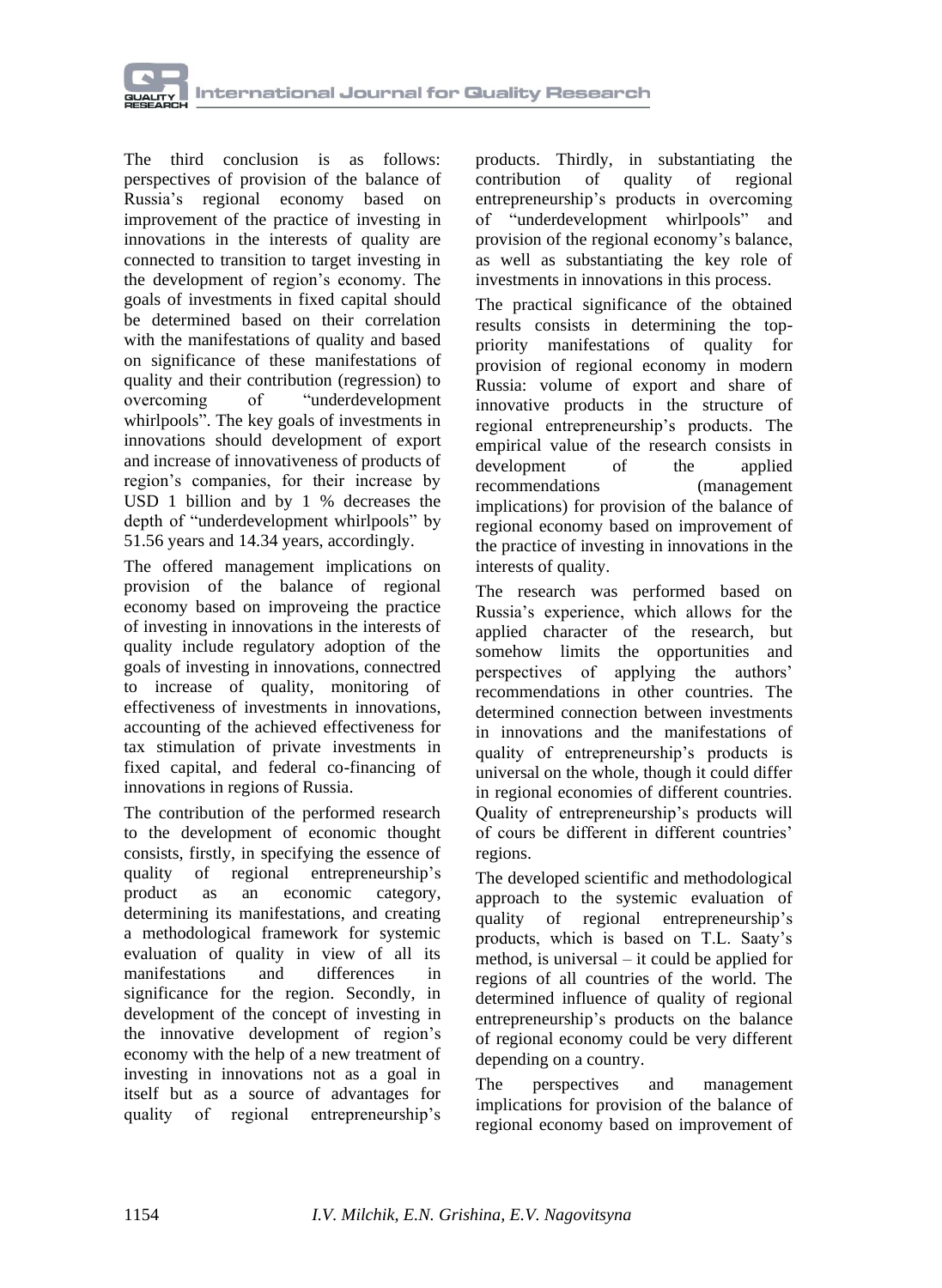The third conclusion is as follows: perspectives of provision of the balance of Russia's regional economy based on improvement of the practice of investing in innovations in the interests of quality are connected to transition to target investing in the development of region's economy. The goals of investments in fixed capital should be determined based on their correlation with the manifestations of quality and based on significance of these manifestations of quality and their contribution (regression) to overcoming of "underdevelopment whirlpools". The key goals of investments in innovations should development of export and increase of innovativeness of products of region's companies, for their increase by USD 1 billion and by 1 % decreases the depth of "underdevelopment whirlpools" by 51.56 years and 14.34 years, accordingly.

The offered management implications on provision of the balance of regional economy based on improveing the practice of investing in innovations in the interests of quality include regulatory adoption of the goals of investing in innovations, connectred to increase of quality, monitoring of effectiveness of investments in innovations, accounting of the achieved effectiveness for tax stimulation of private investments in fixed capital, and federal co-financing of innovations in regions of Russia.

The contribution of the performed research to the development of economic thought consists, firstly, in specifying the essence of quality of regional entrepreneurship's product as an economic category, determining its manifestations, and creating a methodological framework for systemic evaluation of quality in view of all its manifestations and differences in significance for the region. Secondly, in development of the concept of investing in the innovative development of region's economy with the help of a new treatment of investing in innovations not as a goal in itself but as a source of advantages for quality of regional entrepreneurship's products. Thirdly, in substantiating the contribution of quality of regional entrepreneurship's products in overcoming of "underdevelopment whirlpools" and provision of the regional economy's balance, as well as substantiating the key role of investments in innovations in this process.

The practical significance of the obtained results consists in determining the top-priority manifestations of quality for provision of regional economy in modern Russia: volume of export and share of innovative products in the structure of regional entrepreneurship's products. The empirical value of the research consists in development of the applied recommendations (management implications) for provision of the balance of regional economy based on improvement of the practice of investing in innovations in the interests of quality.

The research was performed based on Russia's experience, which allows for the applied character of the research, but somehow limits the opportunities and perspectives of applying the authors' recommendations in other countries. The determined connection between investments in innovations and the manifestations of quality of entrepreneurship's products is universal on the whole, though it could differ in regional economies of different countries. Quality of entrepreneurship's products will of cours be different in different countries' regions.

The developed scientific and methodological approach to the systemic evaluation of quality of regional entrepreneurship's products, which is based on T.L. Saaty's method, is universal – it could be applied for regions of all countries of the world. The determined influence of quality of regional entrepreneurship's products on the balance of regional economy could be very different depending on a country.

The perspectives and management implications for provision of the balance of regional economy based on improvement of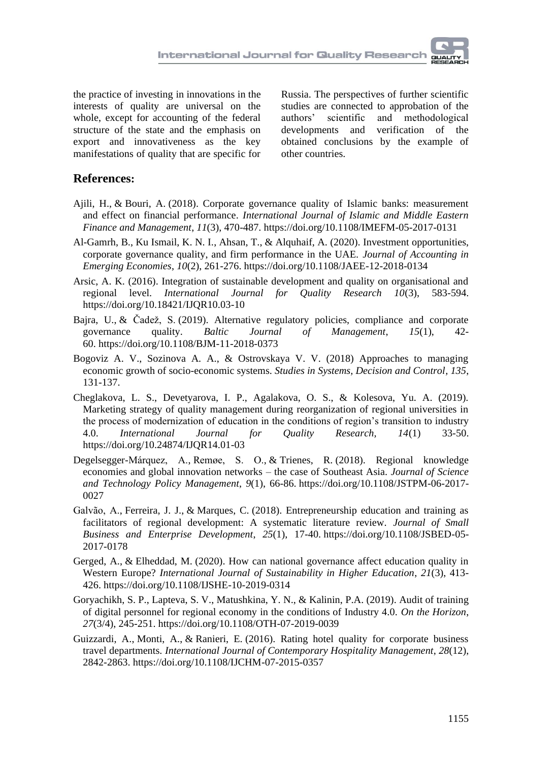the practice of investing in innovations in the interests of quality are universal on the whole, except for accounting of the federal structure of the state and the emphasis on export and innovativeness as the key manifestations of quality that are specific for Russia. The perspectives of further scientific studies are connected to approbation of the authors' scientific and methodological developments and verification of the obtained conclusions by the example of other countries.

## References:

Ajili, H., & Bouri, A. (2018). Corporate governance quality of Islamic banks: measurement and effect on financial performance. *International Journal of Islamic and Middle Eastern Finance and Management*, *11*(3), 470-487. https://doi.org/10.1108/IMEFM-05-2017-0131

Al-Gamrh, B., Ku Ismail, K. N. I., Ahsan, T., & Alquhaif, A. (2020). Investment opportunities, corporate governance quality, and firm performance in the UAE. *Journal of Accounting in Emerging Economies*, *10*(2), 261-276. https://doi.org/10.1108/JAEE-12-2018-0134

Arsic, A. K. (2016). Integration of sustainable development and quality on organisational and regional level. *International Journal for Quality Research 10*(3), 583-594. https://doi.org/10.18421/IJQR10.03-10

Bajra, U., & Čadež, S. (2019). Alternative regulatory policies, compliance and corporate governance quality. *Baltic Journal of Management*, *15*(1), 42-60. https://doi.org/10.1108/BJM-11-2018-0373

Bogoviz A. V., Sozinova A. A., & Ostrovskaya V. V. (2018) Approaches to managing economic growth of socio-economic systems. *Studies in Systems, Decision and Control*, *135*, 131-137.

Cheglakova, L. S., Devetyarova, I. P., Agalakova, O. S., & Kolesova, Yu. A. (2019). Marketing strategy of quality management during reorganization of regional universities in the process of modernization of education in the conditions of region's transition to industry 4.0. *International Journal for Quality Research, 14*(1) 33-50. https://doi.org/10.24874/IJQR14.01-03

Degelsegger-Márquez, A., Remøe, S. O., & Trienes, R. (2018). Regional knowledge economies and global innovation networks – the case of Southeast Asia. *Journal of Science and Technology Policy Management*, *9*(1), 66-86. https://doi.org/10.1108/JSTPM-06-2017-0027

Galvão, A., Ferreira, J. J., & Marques, C. (2018). Entrepreneurship education and training as facilitators of regional development: A systematic literature review. *Journal of Small Business and Enterprise Development*, *25*(1), 17-40. https://doi.org/10.1108/JSBED-05-2017-0178

Gerged, A., & Elheddad, M. (2020). How can national governance affect education quality in Western Europe? *International Journal of Sustainability in Higher Education*, *21*(3), 413-426. https://doi.org/10.1108/IJSHE-10-2019-0314

Goryachikh, S. P., Lapteva, S. V., Matushkina, Y. N., & Kalinin, P.A. (2019). Audit of training of digital personnel for regional economy in the conditions of Industry 4.0. *On the Horizon*, *27*(3/4), 245-251. https://doi.org/10.1108/OTH-07-2019-0039

Guizzardi, A., Monti, A., & Ranieri, E. (2016). Rating hotel quality for corporate business travel departments. *International Journal of Contemporary Hospitality Management*, *28*(12), 2842-2863. https://doi.org/10.1108/IJCHM-07-2015-0357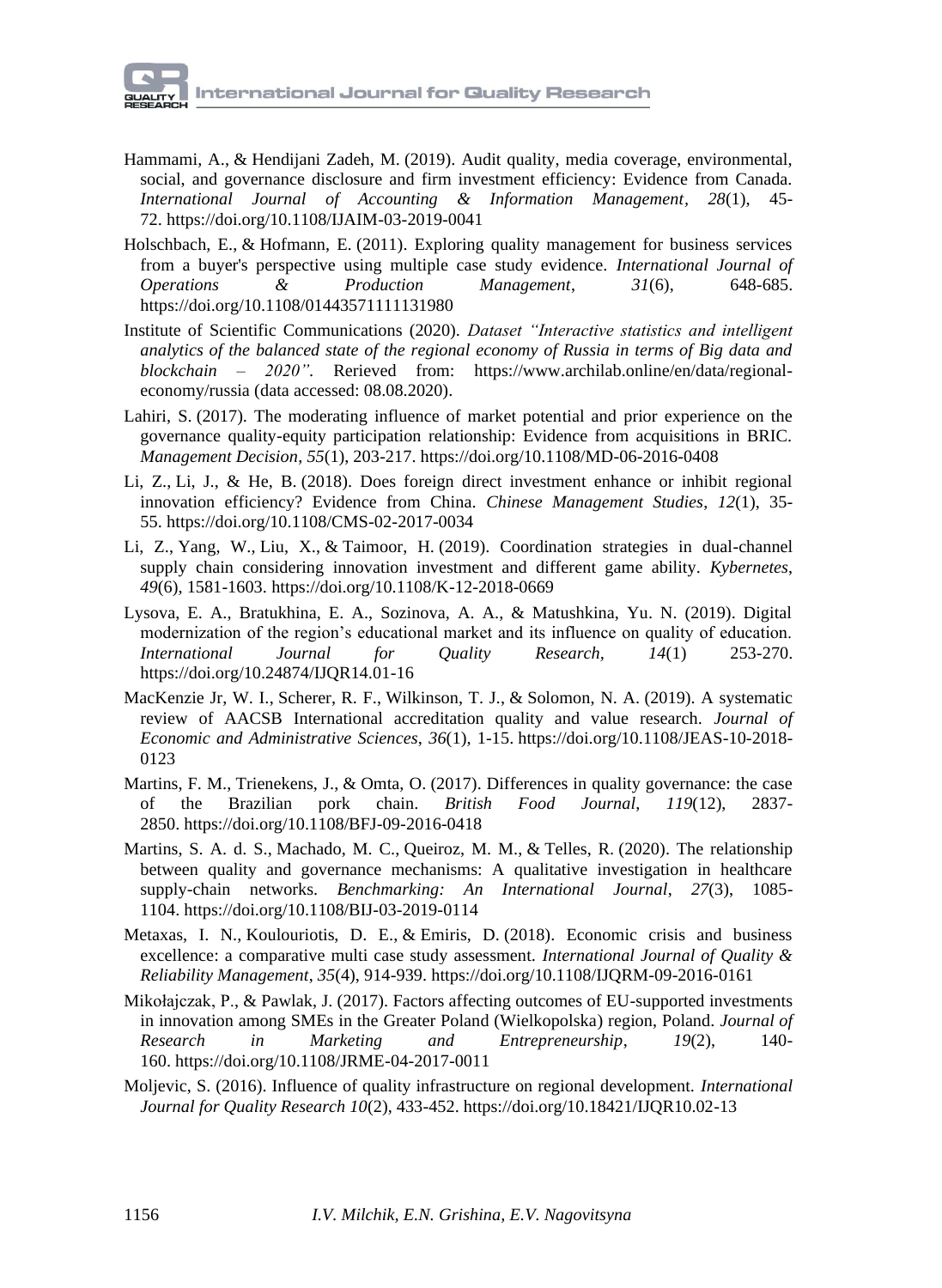Hammami, A., & Hendijani Zadeh, M. (2019). Audit quality, media coverage, environmental, social, and governance disclosure and firm investment efficiency: Evidence from Canada. *International Journal of Accounting & Information Management*, *28*(1), 45-72. https://doi.org/10.1108/IJAIM-03-2019-0041

Holschbach, E., & Hofmann, E. (2011). Exploring quality management for business services from a buyer's perspective using multiple case study evidence. *International Journal of Operations & Production Management*, *31*(6), 648-685. https://doi.org/10.1108/01443571111131980

Institute of Scientific Communications (2020). *Dataset "Interactive statistics and intelligent analytics of the balanced state of the regional economy of Russia in terms of Big data and blockchain – 2020"*. Rerieved from: https://www.archilab.online/en/data/regional-economy/russia (data accessed: 08.08.2020).

Lahiri, S. (2017). The moderating influence of market potential and prior experience on the governance quality-equity participation relationship: Evidence from acquisitions in BRIC. *Management Decision*, *55*(1), 203-217. https://doi.org/10.1108/MD-06-2016-0408

Li, Z., Li, J., & He, B. (2018). Does foreign direct investment enhance or inhibit regional innovation efficiency? Evidence from China. *Chinese Management Studies*, *12*(1), 35-55. https://doi.org/10.1108/CMS-02-2017-0034

Li, Z., Yang, W., Liu, X., & Taimoor, H. (2019). Coordination strategies in dual-channel supply chain considering innovation investment and different game ability. *Kybernetes*, *49*(6), 1581-1603. https://doi.org/10.1108/K-12-2018-0669

Lysova, E. A., Bratukhina, E. A., Sozinova, A. A., & Matushkina, Yu. N. (2019). Digital modernization of the region's educational market and its influence on quality of education. *International Journal for Quality Research, 14*(1) 253-270. https://doi.org/10.24874/IJQR14.01-16

MacKenzie Jr, W. I., Scherer, R. F., Wilkinson, T. J., & Solomon, N. A. (2019). A systematic review of AACSB International accreditation quality and value research. *Journal of Economic and Administrative Sciences*, *36*(1), 1-15. https://doi.org/10.1108/JEAS-10-2018-0123

Martins, F. M., Trienekens, J., & Omta, O. (2017). Differences in quality governance: the case of the Brazilian pork chain. *British Food Journal*, *119*(12), 2837-2850. https://doi.org/10.1108/BFJ-09-2016-0418

Martins, S. A. d. S., Machado, M. C., Queiroz, M. M., & Telles, R. (2020). The relationship between quality and governance mechanisms: A qualitative investigation in healthcare supply-chain networks. *Benchmarking: An International Journal*, *27*(3), 1085-1104. https://doi.org/10.1108/BIJ-03-2019-0114

Metaxas, I. N., Koulouriotis, D. E., & Emiris, D. (2018). Economic crisis and business excellence: a comparative multi case study assessment. *International Journal of Quality & Reliability Management*, *35*(4), 914-939. https://doi.org/10.1108/IJQRM-09-2016-0161

Mikołajczak, P., & Pawlak, J. (2017). Factors affecting outcomes of EU-supported investments in innovation among SMEs in the Greater Poland (Wielkopolska) region, Poland. *Journal of Research in Marketing and Entrepreneurship*, *19*(2), 140-160. https://doi.org/10.1108/JRME-04-2017-0011

Moljevic, S. (2016). Influence of quality infrastructure on regional development. *International Journal for Quality Research 10*(2), 433-452. https://doi.org/10.18421/IJQR10.02-13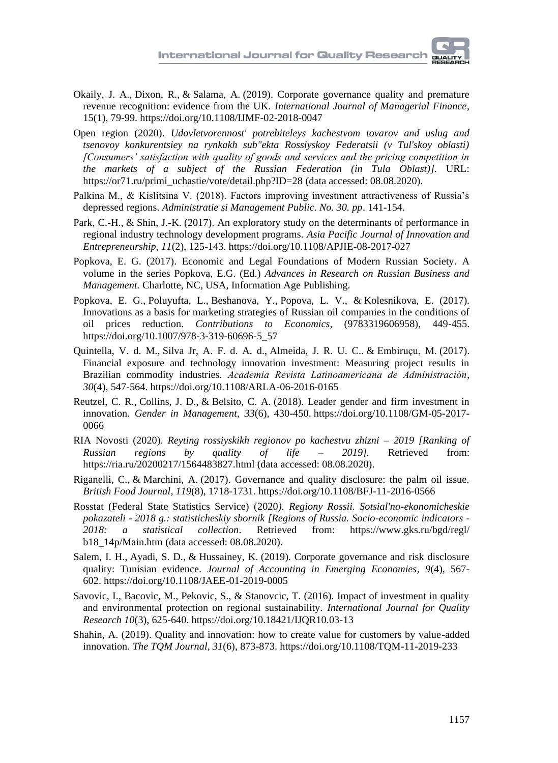Okaily, J. A., Dixon, R., & Salama, A. (2019). Corporate governance quality and premature revenue recognition: evidence from the UK. *International Journal of Managerial Finance*, 15(1), 79-99. https://doi.org/10.1108/IJMF-02-2018-0047

Open region (2020). *Udovletvorennost' potrebiteleys kachestvom tovarov and uslug and tsenovoy konkurentsiey na rynkakh sub"ekta Rossiyskoy Federatsii (v Tul'skoy oblasti) [Consumers' satisfaction with quality of goods and services and the pricing competition in the markets of a subject of the Russian Federation (in Tula Oblast)].* URL: https://or71.ru/primi_uchastie/vote/detail.php?ID=28 (data accessed: 08.08.2020).

Palkina M., & Kislitsina V. (2018). Factors improving investment attractiveness of Russia's depressed regions. *Administratie si Management Public. No. 30. pp*. 141-154.

Park, C.-H., & Shin, J.-K. (2017). An exploratory study on the determinants of performance in regional industry technology development programs. *Asia Pacific Journal of Innovation and Entrepreneurship*, *11*(2), 125-143. https://doi.org/10.1108/APJIE-08-2017-027

Popkova, E. G. (2017). Economic and Legal Foundations of Modern Russian Society. A volume in the series Popkova, E.G. (Ed.) *Advances in Research on Russian Business and Management.* Charlotte, NC, USA, Information Age Publishing.

Popkova, E. G., Poluyufta, L., Beshanova, Y., Popova, L. V., & Kolesnikova, E. (2017). Innovations as a basis for marketing strategies of Russian oil companies in the conditions of oil prices reduction. *Contributions to Economics,* (9783319606958), 449-455. https://doi.org/10.1007/978-3-319-60696-5_57

Quintella, V. d. M., Silva Jr, A. F. d. A. d., Almeida, J. R. U. C.. & Embiruçu, M. (2017). Financial exposure and technology innovation investment: Measuring project results in Brazilian commodity industries. *Academia Revista Latinoamericana de Administración*, *30*(4), 547-564. https://doi.org/10.1108/ARLA-06-2016-0165

Reutzel, C. R., Collins, J. D., & Belsito, C. A. (2018). Leader gender and firm investment in innovation. *Gender in Management*, *33*(6), 430-450. https://doi.org/10.1108/GM-05-2017-0066

RIA Novosti (2020). *Reyting rossiyskikh regionov po kachestvu zhizni – 2019 [Ranking of Russian regions by quality of life – 2019].* Retrieved from: https://ria.ru/20200217/1564483827.html (data accessed: 08.08.2020).

Riganelli, C., & Marchini, A. (2017). Governance and quality disclosure: the palm oil issue. *British Food Journal*, *119*(8), 1718-1731. https://doi.org/10.1108/BFJ-11-2016-0566

Rosstat (Federal State Statistics Service) (2020*). Regiony Rossii. Sotsial'no-ekonomicheskie pokazateli - 2018 g.: statisticheskiy sbornik [Regions of Russia. Socio-economic indicators - 2018: a statistical collection*. Retrieved from: https://www.gks.ru/bgd/regl/b18_14p/Main.htm (data accessed: 08.08.2020).

Salem, I. H., Ayadi, S. D., & Hussainey, K. (2019). Corporate governance and risk disclosure quality: Tunisian evidence. *Journal of Accounting in Emerging Economies*, *9*(4), 567-602. https://doi.org/10.1108/JAEE-01-2019-0005

Savovic, I., Bacovic, M., Pekovic, S., & Stanovcic, T. (2016). Impact of investment in quality and environmental protection on regional sustainability. *International Journal for Quality Research 10*(3), 625-640. https://doi.org/10.18421/IJQR10.03-13

Shahin, A. (2019). Quality and innovation: how to create value for customers by value-added innovation. *The TQM Journal, 31*(6), 873-873. https://doi.org/10.1108/TQM-11-2019-233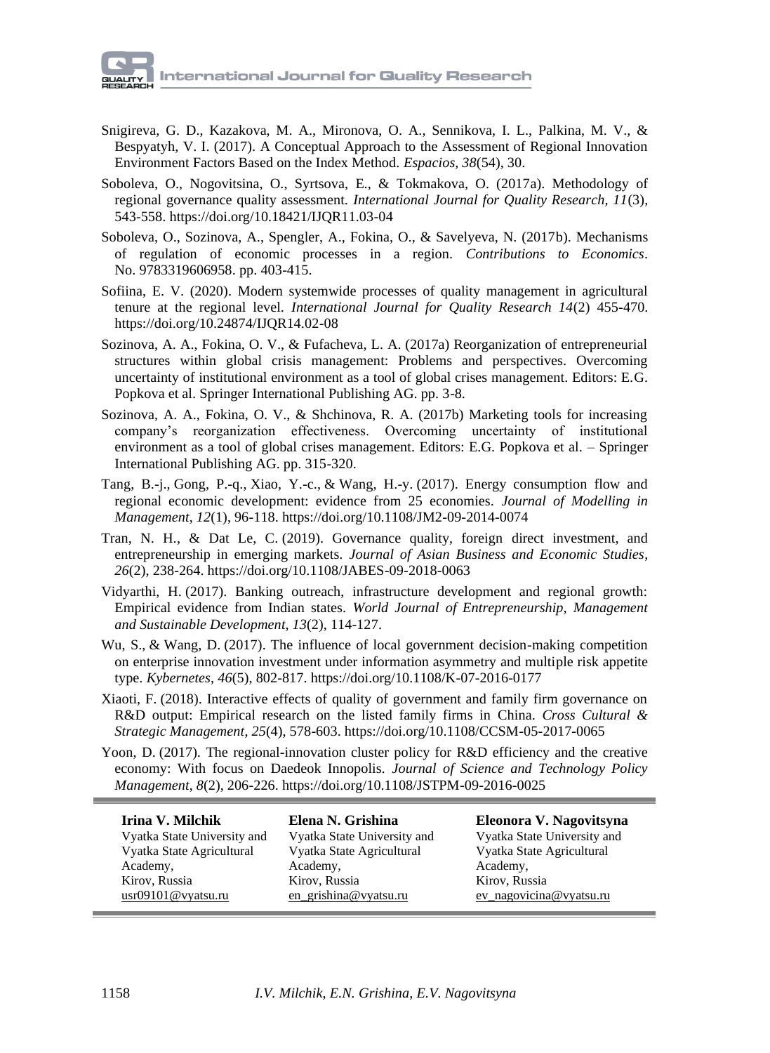Snigireva, G. D., Kazakova, M. A., Mironova, O. A., Sennikova, I. L., Palkina, M. V., & Bespyatyh, V. I. (2017). A Conceptual Approach to the Assessment of Regional Innovation Environment Factors Based on the Index Method. *Espacios, 38*(54), 30.

Soboleva, O., Nogovitsina, O., Syrtsova, E., & Tokmakova, O. (2017a). Methodology of regional governance quality assessment. *International Journal for Quality Research, 11*(3), 543-558. https://doi.org/10.18421/IJQR11.03-04

Soboleva, O., Sozinova, A., Spengler, A., Fokina, O., & Savelyeva, N. (2017b). Mechanisms of regulation of economic processes in a region. *Contributions to Economics*. No. 9783319606958. pp. 403-415.

Sofiina, E. V. (2020). Modern systemwide processes of quality management in agricultural tenure at the regional level. *International Journal for Quality Research 14*(2) 455-470. https://doi.org/10.24874/IJQR14.02-08

Sozinova, A. A., Fokina, O. V., & Fufacheva, L. A. (2017a) Reorganization of entrepreneurial structures within global crisis management: Problems and perspectives. Overcoming uncertainty of institutional environment as a tool of global crises management. Editors: E.G. Popkova et al. Springer International Publishing AG. pp. 3-8.

Sozinova, A. A., Fokina, O. V., & Shchinova, R. A. (2017b) Marketing tools for increasing company's reorganization effectiveness. Overcoming uncertainty of institutional environment as a tool of global crises management. Editors: E.G. Popkova et al. – Springer International Publishing AG. pp. 315-320.

Tang, B.-j., Gong, P.-q., Xiao, Y.-c., & Wang, H.-y. (2017). Energy consumption flow and regional economic development: evidence from 25 economies. *Journal of Modelling in Management*, *12*(1), 96-118. https://doi.org/10.1108/JM2-09-2014-0074

Tran, N. H., & Dat Le, C. (2019). Governance quality, foreign direct investment, and entrepreneurship in emerging markets. *Journal of Asian Business and Economic Studies*, *26*(2), 238-264. https://doi.org/10.1108/JABES-09-2018-0063

Vidyarthi, H. (2017). Banking outreach, infrastructure development and regional growth: Empirical evidence from Indian states. *World Journal of Entrepreneurship, Management and Sustainable Development*, *13*(2), 114-127.

Wu, S., & Wang, D. (2017). The influence of local government decision-making competition on enterprise innovation investment under information asymmetry and multiple risk appetite type. *Kybernetes*, *46*(5), 802-817. https://doi.org/10.1108/K-07-2016-0177

Xiaoti, F. (2018). Interactive effects of quality of government and family firm governance on R&D output: Empirical research on the listed family firms in China. *Cross Cultural & Strategic Management*, *25*(4), 578-603. https://doi.org/10.1108/CCSM-05-2017-0065

Yoon, D. (2017). The regional-innovation cluster policy for R&D efficiency and the creative economy: With focus on Daedeok Innopolis. *Journal of Science and Technology Policy Management*, *8*(2), 206-226. https://doi.org/10.1108/JSTPM-09-2016-0025

---

**Irina V. Milchik**
Vyatka State University and Vyatka State Agricultural Academy,
Kirov, Russia
usr09101@vyatsu.ru

**Elena N. Grishina**
Vyatka State University and Vyatka State Agricultural Academy,
Kirov, Russia
en_grishina@vyatsu.ru

**Eleonora V. Nagovitsyna**
Vyatka State University and Vyatka State Agricultural Academy,
Kirov, Russia
ev_nagovicina@vyatsu.ru